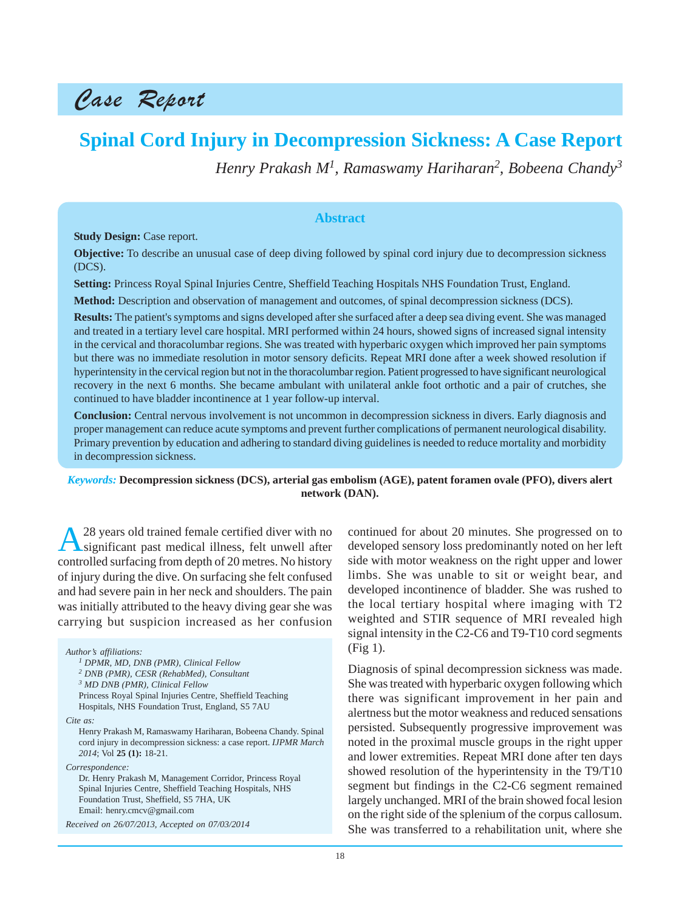# Case Report

# Spinal Cord Injury in Decompression Sickness: A Case Report

*Henry Prakash M[1], Ramaswamy Hariharan[2], Bobeena Chandy[3]*

## Abstract

**Study Design:** Case report.

**Objective:** To describe an unusual case of deep diving followed by spinal cord injury due to decompression sickness (DCS).

**Setting:** Princess Royal Spinal Injuries Centre, Sheffield Teaching Hospitals NHS Foundation Trust, England.

**Method:** Description and observation of management and outcomes, of spinal decompression sickness (DCS).

**Results:** The patient's symptoms and signs developed after she surfaced after a deep sea diving event. She was managed and treated in a tertiary level care hospital. MRI performed within 24 hours, showed signs of increased signal intensity in the cervical and thoracolumbar regions. She was treated with hyperbaric oxygen which improved her pain symptoms but there was no immediate resolution in motor sensory deficits. Repeat MRI done after a week showed resolution if hyperintensity in the cervical region but not in the thoracolumbar region. Patient progressed to have significant neurological recovery in the next 6 months. She became ambulant with unilateral ankle foot orthotic and a pair of crutches, she continued to have bladder incontinence at 1 year follow-up interval.

**Conclusion:** Central nervous involvement is not uncommon in decompression sickness in divers. Early diagnosis and proper management can reduce acute symptoms and prevent further complications of permanent neurological disability. Primary prevention by education and adhering to standard diving guidelines is needed to reduce mortality and morbidity in decompression sickness.

*Keywords:* **Decompression sickness (DCS), arterial gas embolism (AGE), patent foramen ovale (PFO), divers alert network (DAN).**

A 28 years old trained female certified diver with no significant past medical illness, felt unwell after controlled surfacing from depth of 20 metres. No history of injury during the dive. On surfacing she felt confused and had severe pain in her neck and shoulders. The pain was initially attributed to the heavy diving gear she was carrying but suspicion increased as her confusion continued for about 20 minutes. She progressed on to developed sensory loss predominantly noted on her left side with motor weakness on the right upper and lower limbs. She was unable to sit or weight bear, and developed incontinence of bladder. She was rushed to the local tertiary hospital where imaging with T2 weighted and STIR sequence of MRI revealed high signal intensity in the C2-C6 and T9-T10 cord segments (Fig 1).

Diagnosis of spinal decompression sickness was made. She was treated with hyperbaric oxygen following which there was significant improvement in her pain and alertness but the motor weakness and reduced sensations persisted. Subsequently progressive improvement was noted in the proximal muscle groups in the right upper and lower extremities. Repeat MRI done after ten days showed resolution of the hyperintensity in the T9/T10 segment but findings in the C2-C6 segment remained largely unchanged. MRI of the brain showed focal lesion on the right side of the splenium of the corpus callosum. She was transferred to a rehabilitation unit, where she

*Author's affiliations:*

[1] DPMR, MD, DNB (PMR), Clinical Fellow

[2] DNB (PMR), CESR (RehabMed), Consultant

[3] MD DNB (PMR), Clinical Fellow

Princess Royal Spinal Injuries Centre, Sheffield Teaching Hospitals, NHS Foundation Trust, England, S5 7AU

*Cite as:*

Henry Prakash M, Ramaswamy Hariharan, Bobeena Chandy. Spinal cord injury in decompression sickness: a case report. *IJPMR March 2014*; Vol **25 (1):** 18-21.

*Correspondence:*

Dr. Henry Prakash M, Management Corridor, Princess Royal Spinal Injuries Centre, Sheffield Teaching Hospitals, NHS Foundation Trust, Sheffield, S5 7HA, UK

Email: henry.cmcv@gmail.com

*Received on 26/07/2013, Accepted on 07/03/2014*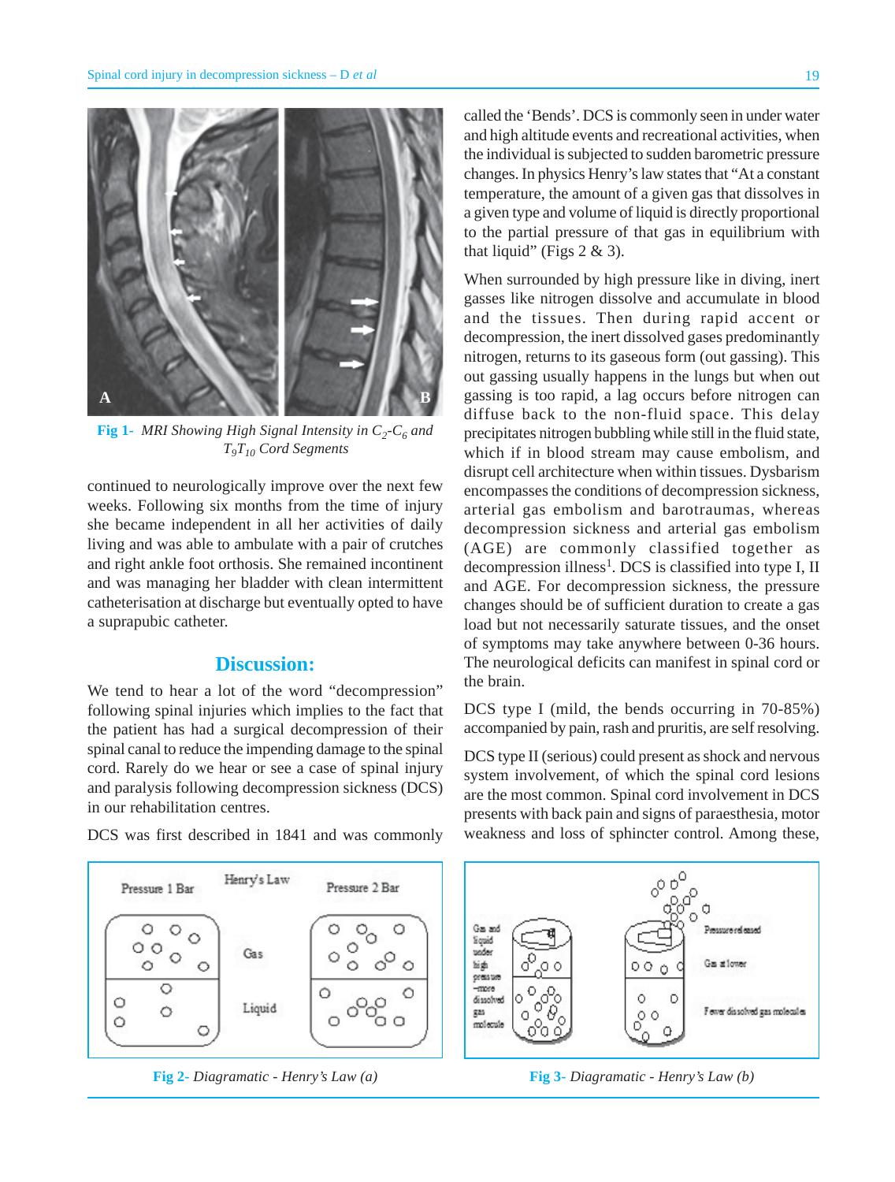Fig 1- MRI Showing High Signal Intensity in $C_2$-$C_6$ and $T_9T_{10}$ Cord Segments

continued to neurologically improve over the next few weeks. Following six months from the time of injury she became independent in all her activities of daily living and was able to ambulate with a pair of crutches and right ankle foot orthosis. She remained incontinent and was managing her bladder with clean intermittent catheterisation at discharge but eventually opted to have a suprapubic catheter.

## Discussion:

We tend to hear a lot of the word "decompression" following spinal injuries which implies to the fact that the patient has had a surgical decompression of their spinal canal to reduce the impending damage to the spinal cord. Rarely do we hear or see a case of spinal injury and paralysis following decompression sickness (DCS) in our rehabilitation centres.

DCS was first described in 1841 and was commonly called the 'Bends'. DCS is commonly seen in under water and high altitude events and recreational activities, when the individual is subjected to sudden barometric pressure changes. In physics Henry's law states that "At a constant temperature, the amount of a given gas that dissolves in a given type and volume of liquid is directly proportional to the partial pressure of that gas in equilibrium with that liquid" (Figs 2 & 3).

When surrounded by high pressure like in diving, inert gasses like nitrogen dissolve and accumulate in blood and the tissues. Then during rapid accent or decompression, the inert dissolved gases predominantly nitrogen, returns to its gaseous form (out gassing). This out gassing usually happens in the lungs but when out gassing is too rapid, a lag occurs before nitrogen can diffuse back to the non-fluid space. This delay precipitates nitrogen bubbling while still in the fluid state, which if in blood stream may cause embolism, and disrupt cell architecture when within tissues. Dysbarism encompasses the conditions of decompression sickness, arterial gas embolism and barotraumas, whereas decompression sickness and arterial gas embolism (AGE) are commonly classified together as decompression illness[1]. DCS is classified into type I, II and AGE. For decompression sickness, the pressure changes should be of sufficient duration to create a gas load but not necessarily saturate tissues, and the onset of symptoms may take anywhere between 0-36 hours. The neurological deficits can manifest in spinal cord or the brain.

DCS type I (mild, the bends occurring in 70-85%) accompanied by pain, rash and pruritis, are self resolving.

DCS type II (serious) could present as shock and nervous system involvement, of which the spinal cord lesions are the most common. Spinal cord involvement in DCS presents with back pain and signs of paraesthesia, motor weakness and loss of sphincter control. Among these,

Fig 2- Diagramatic - Henry's Law (a)

Fig 3- Diagramatic - Henry's Law (b)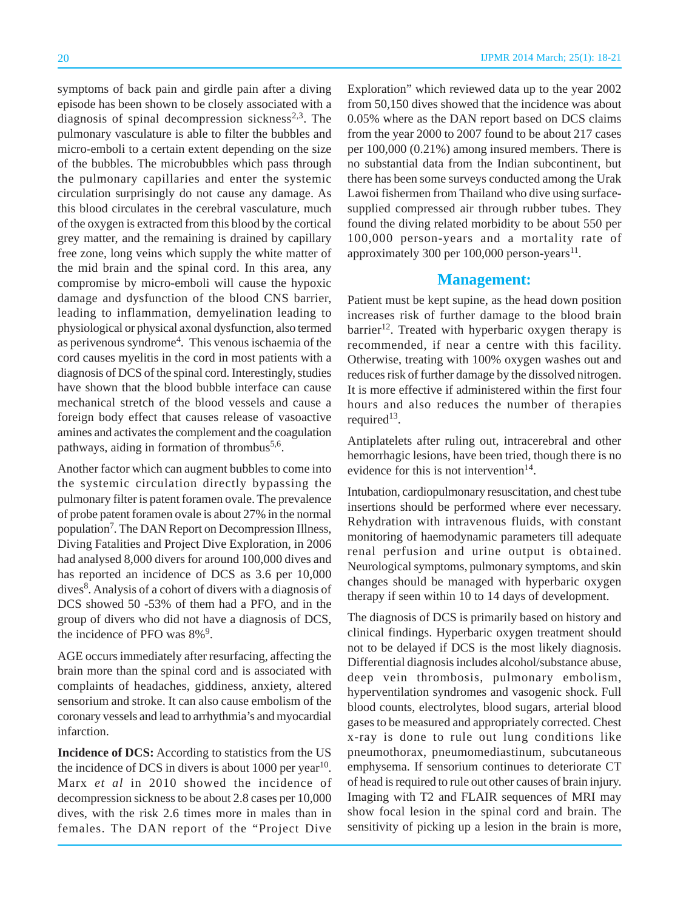symptoms of back pain and girdle pain after a diving episode has been shown to be closely associated with a diagnosis of spinal decompression sickness[2,3]. The pulmonary vasculature is able to filter the bubbles and micro-emboli to a certain extent depending on the size of the bubbles. The microbubbles which pass through the pulmonary capillaries and enter the systemic circulation surprisingly do not cause any damage. As this blood circulates in the cerebral vasculature, much of the oxygen is extracted from this blood by the cortical grey matter, and the remaining is drained by capillary free zone, long veins which supply the white matter of the mid brain and the spinal cord. In this area, any compromise by micro-emboli will cause the hypoxic damage and dysfunction of the blood CNS barrier, leading to inflammation, demyelination leading to physiological or physical axonal dysfunction, also termed as perivenous syndrome[4]. This venous ischaemia of the cord causes myelitis in the cord in most patients with a diagnosis of DCS of the spinal cord. Interestingly, studies have shown that the blood bubble interface can cause mechanical stretch of the blood vessels and cause a foreign body effect that causes release of vasoactive amines and activates the complement and the coagulation pathways, aiding in formation of thrombus[5,6].

Another factor which can augment bubbles to come into the systemic circulation directly bypassing the pulmonary filter is patent foramen ovale. The prevalence of probe patent foramen ovale is about 27% in the normal population[7]. The DAN Report on Decompression Illness, Diving Fatalities and Project Dive Exploration, in 2006 had analysed 8,000 divers for around 100,000 dives and has reported an incidence of DCS as 3.6 per 10,000 dives[8]. Analysis of a cohort of divers with a diagnosis of DCS showed 50 -53% of them had a PFO, and in the group of divers who did not have a diagnosis of DCS, the incidence of PFO was 8%[9].

AGE occurs immediately after resurfacing, affecting the brain more than the spinal cord and is associated with complaints of headaches, giddiness, anxiety, altered sensorium and stroke. It can also cause embolism of the coronary vessels and lead to arrhythmia's and myocardial infarction.

**Incidence of DCS:** According to statistics from the US the incidence of DCS in divers is about 1000 per year[10]. Marx *et al* in 2010 showed the incidence of decompression sickness to be about 2.8 cases per 10,000 dives, with the risk 2.6 times more in males than in females. The DAN report of the "Project Dive Exploration" which reviewed data up to the year 2002 from 50,150 dives showed that the incidence was about 0.05% where as the DAN report based on DCS claims from the year 2000 to 2007 found to be about 217 cases per 100,000 (0.21%) among insured members. There is no substantial data from the Indian subcontinent, but there has been some surveys conducted among the Urak Lawoi fishermen from Thailand who dive using surface-supplied compressed air through rubber tubes. They found the diving related morbidity to be about 550 per 100,000 person-years and a mortality rate of approximately 300 per 100,000 person-years[11].

## Management:

Patient must be kept supine, as the head down position increases risk of further damage to the blood brain barrier[12]. Treated with hyperbaric oxygen therapy is recommended, if near a centre with this facility. Otherwise, treating with 100% oxygen washes out and reduces risk of further damage by the dissolved nitrogen. It is more effective if administered within the first four hours and also reduces the number of therapies required[13].

Antiplatelets after ruling out, intracerebral and other hemorrhagic lesions, have been tried, though there is no evidence for this is not intervention[14].

Intubation, cardiopulmonary resuscitation, and chest tube insertions should be performed where ever necessary. Rehydration with intravenous fluids, with constant monitoring of haemodynamic parameters till adequate renal perfusion and urine output is obtained. Neurological symptoms, pulmonary symptoms, and skin changes should be managed with hyperbaric oxygen therapy if seen within 10 to 14 days of development.

The diagnosis of DCS is primarily based on history and clinical findings. Hyperbaric oxygen treatment should not to be delayed if DCS is the most likely diagnosis. Differential diagnosis includes alcohol/substance abuse, deep vein thrombosis, pulmonary embolism, hyperventilation syndromes and vasogenic shock. Full blood counts, electrolytes, blood sugars, arterial blood gases to be measured and appropriately corrected. Chest x-ray is done to rule out lung conditions like pneumothorax, pneumomediastinum, subcutaneous emphysema. If sensorium continues to deteriorate CT of head is required to rule out other causes of brain injury. Imaging with T2 and FLAIR sequences of MRI may show focal lesion in the spinal cord and brain. The sensitivity of picking up a lesion in the brain is more,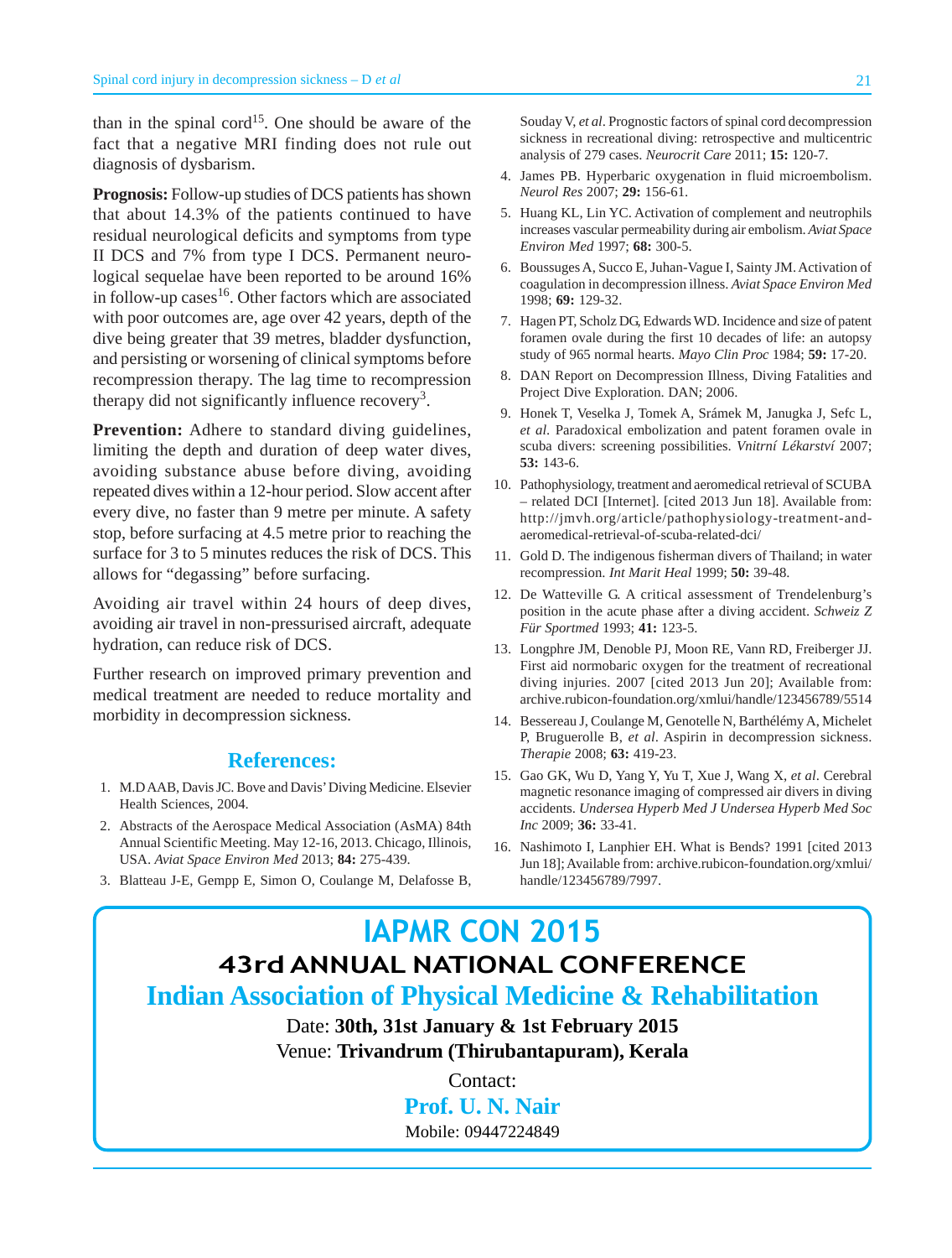than in the spinal cord[15]. One should be aware of the fact that a negative MRI finding does not rule out diagnosis of dysbarism.

**Prognosis:** Follow-up studies of DCS patients has shown that about 14.3% of the patients continued to have residual neurological deficits and symptoms from type II DCS and 7% from type I DCS. Permanent neurological sequelae have been reported to be around 16% in follow-up cases[16]. Other factors which are associated with poor outcomes are, age over 42 years, depth of the dive being greater that 39 metres, bladder dysfunction, and persisting or worsening of clinical symptoms before recompression therapy. The lag time to recompression therapy did not significantly influence recovery[3].

**Prevention:** Adhere to standard diving guidelines, limiting the depth and duration of deep water dives, avoiding substance abuse before diving, avoiding repeated dives within a 12-hour period. Slow accent after every dive, no faster than 9 metre per minute. A safety stop, before surfacing at 4.5 metre prior to reaching the surface for 3 to 5 minutes reduces the risk of DCS. This allows for "degassing" before surfacing.

Avoiding air travel within 24 hours of deep dives, avoiding air travel in non-pressurised aircraft, adequate hydration, can reduce risk of DCS.

Further research on improved primary prevention and medical treatment are needed to reduce mortality and morbidity in decompression sickness.

## References:

1. M.D AAB, Davis JC. Bove and Davis' Diving Medicine. Elsevier Health Sciences, 2004.
2. Abstracts of the Aerospace Medical Association (AsMA) 84th Annual Scientific Meeting. May 12-16, 2013. Chicago, Illinois, USA. *Aviat Space Environ Med* 2013; **84:** 275-439.
3. Blatteau J-E, Gempp E, Simon O, Coulange M, Delafosse B, Souday V, *et al*. Prognostic factors of spinal cord decompression sickness in recreational diving: retrospective and multicentric analysis of 279 cases. *Neurocrit Care* 2011; **15:** 120-7.
4. James PB. Hyperbaric oxygenation in fluid microembolism. *Neurol Res* 2007; **29:** 156-61.
5. Huang KL, Lin YC. Activation of complement and neutrophils increases vascular permeability during air embolism. *Aviat Space Environ Med* 1997; **68:** 300-5.
6. Boussuges A, Succo E, Juhan-Vague I, Sainty JM. Activation of coagulation in decompression illness. *Aviat Space Environ Med* 1998; **69:** 129-32.
7. Hagen PT, Scholz DG, Edwards WD. Incidence and size of patent foramen ovale during the first 10 decades of life: an autopsy study of 965 normal hearts. *Mayo Clin Proc* 1984; **59:** 17-20.
8. DAN Report on Decompression Illness, Diving Fatalities and Project Dive Exploration. DAN; 2006.
9. Honek T, Veselka J, Tomek A, Srámek M, Janugka J, Sefc L, *et al*. Paradoxical embolization and patent foramen ovale in scuba divers: screening possibilities. *Vnitrní Lékarství* 2007; **53:** 143-6.
10. Pathophysiology, treatment and aeromedical retrieval of SCUBA – related DCI [Internet]. [cited 2013 Jun 18]. Available from: http://jmvh.org/article/pathophysiology-treatment-and-aeromedical-retrieval-of-scuba-related-dci/
11. Gold D. The indigenous fisherman divers of Thailand; in water recompression. *Int Marit Heal* 1999; **50:** 39-48.
12. De Watteville G. A critical assessment of Trendelenburg's position in the acute phase after a diving accident. *Schweiz Z Für Sportmed* 1993; **41:** 123-5.
13. Longphre JM, Denoble PJ, Moon RE, Vann RD, Freiberger JJ. First aid normobaric oxygen for the treatment of recreational diving injuries. 2007 [cited 2013 Jun 20]; Available from: archive.rubicon-foundation.org/xmlui/handle/123456789/5514
14. Bessereau J, Coulange M, Genotelle N, Barthélémy A, Michelet P, Bruguerolle B, *et al*. Aspirin in decompression sickness. *Therapie* 2008; **63:** 419-23.
15. Gao GK, Wu D, Yang Y, Yu T, Xue J, Wang X, *et al*. Cerebral magnetic resonance imaging of compressed air divers in diving accidents. *Undersea Hyperb Med J Undersea Hyperb Med Soc Inc* 2009; **36:** 33-41.
16. Nashimoto I, Lanphier EH. What is Bends? 1991 [cited 2013 Jun 18]; Available from: archive.rubicon-foundation.org/xmlui/handle/123456789/7997.

---

# IAPMR CON 2015

## 43rd ANNUAL NATIONAL CONFERENCE

## Indian Association of Physical Medicine & Rehabilitation

Date: **30th, 31st January & 1st February 2015**

Venue: **Trivandrum (Thirubantapuram), Kerala**

Contact:

**Prof. U. N. Nair**

Mobile: 09447224849